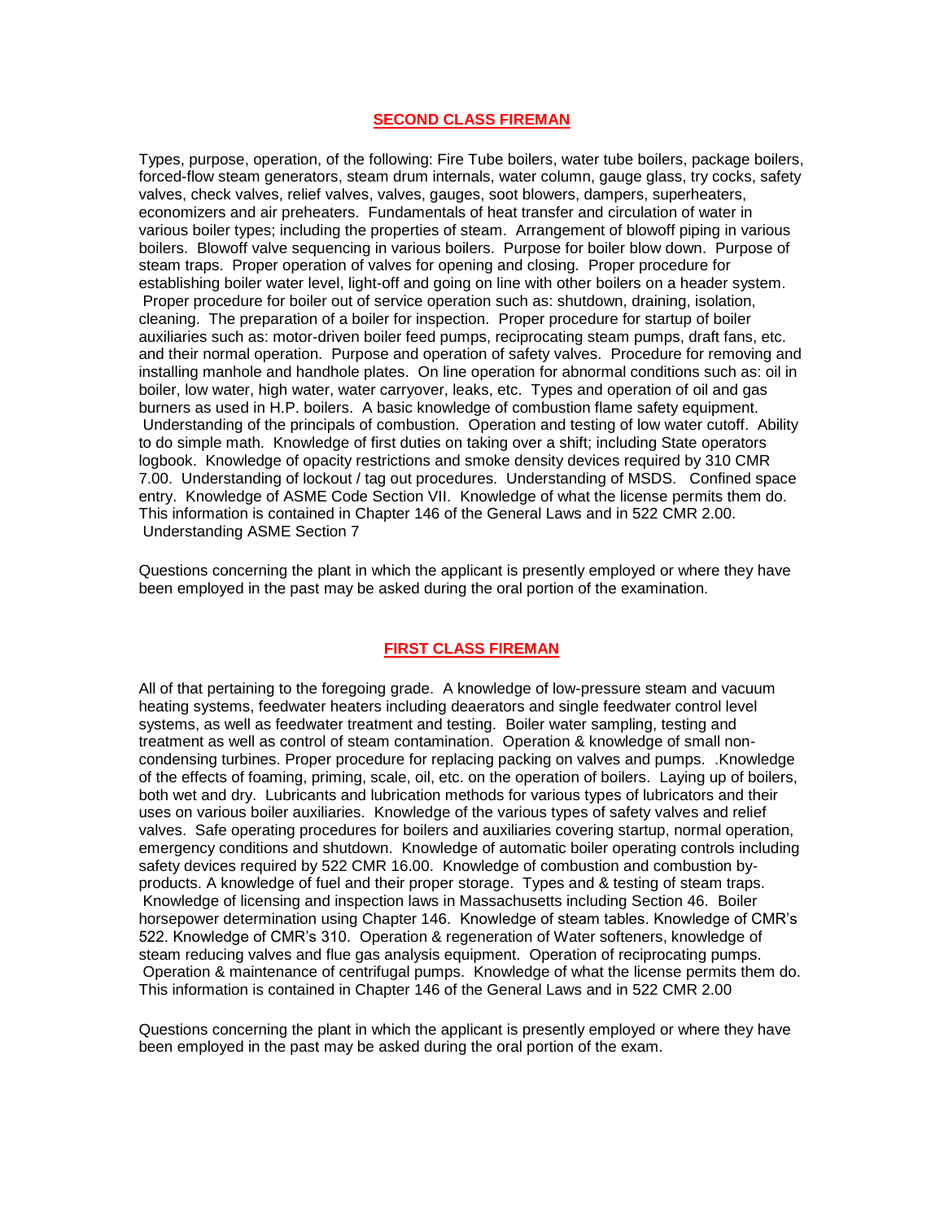## SECOND CLASS FIREMAN

Types, purpose, operation, of the following: Fire Tube boilers, water tube boilers, package boilers, forced-flow steam generators, steam drum internals, water column, gauge glass, try cocks, safety valves, check valves, relief valves, valves, gauges, soot blowers, dampers, superheaters, economizers and air preheaters. Fundamentals of heat transfer and circulation of water in various boiler types; including the properties of steam. Arrangement of blowoff piping in various boilers. Blowoff valve sequencing in various boilers. Purpose for boiler blow down. Purpose of steam traps. Proper operation of valves for opening and closing. Proper procedure for establishing boiler water level, light-off and going on line with other boilers on a header system. Proper procedure for boiler out of service operation such as: shutdown, draining, isolation, cleaning. The preparation of a boiler for inspection. Proper procedure for startup of boiler auxiliaries such as: motor-driven boiler feed pumps, reciprocating steam pumps, draft fans, etc. and their normal operation. Purpose and operation of safety valves. Procedure for removing and installing manhole and handhole plates. On line operation for abnormal conditions such as: oil in boiler, low water, high water, water carryover, leaks, etc. Types and operation of oil and gas burners as used in H.P. boilers. A basic knowledge of combustion flame safety equipment. Understanding of the principals of combustion. Operation and testing of low water cutoff. Ability to do simple math. Knowledge of first duties on taking over a shift; including State operators logbook. Knowledge of opacity restrictions and smoke density devices required by 310 CMR 7.00. Understanding of lockout / tag out procedures. Understanding of MSDS. Confined space entry. Knowledge of ASME Code Section VII. Knowledge of what the license permits them do. This information is contained in Chapter 146 of the General Laws and in 522 CMR 2.00. Understanding ASME Section 7

Questions concerning the plant in which the applicant is presently employed or where they have been employed in the past may be asked during the oral portion of the examination.

## FIRST CLASS FIREMAN

All of that pertaining to the foregoing grade. A knowledge of low-pressure steam and vacuum heating systems, feedwater heaters including deaerators and single feedwater control level systems, as well as feedwater treatment and testing. Boiler water sampling, testing and treatment as well as control of steam contamination. Operation & knowledge of small non-condensing turbines. Proper procedure for replacing packing on valves and pumps. .Knowledge of the effects of foaming, priming, scale, oil, etc. on the operation of boilers. Laying up of boilers, both wet and dry. Lubricants and lubrication methods for various types of lubricators and their uses on various boiler auxiliaries. Knowledge of the various types of safety valves and relief valves. Safe operating procedures for boilers and auxiliaries covering startup, normal operation, emergency conditions and shutdown. Knowledge of automatic boiler operating controls including safety devices required by 522 CMR 16.00. Knowledge of combustion and combustion by-products. A knowledge of fuel and their proper storage. Types and & testing of steam traps. Knowledge of licensing and inspection laws in Massachusetts including Section 46. Boiler horsepower determination using Chapter 146. Knowledge of steam tables. Knowledge of CMR's 522. Knowledge of CMR's 310. Operation & regeneration of Water softeners, knowledge of steam reducing valves and flue gas analysis equipment. Operation of reciprocating pumps. Operation & maintenance of centrifugal pumps. Knowledge of what the license permits them do. This information is contained in Chapter 146 of the General Laws and in 522 CMR 2.00

Questions concerning the plant in which the applicant is presently employed or where they have been employed in the past may be asked during the oral portion of the exam.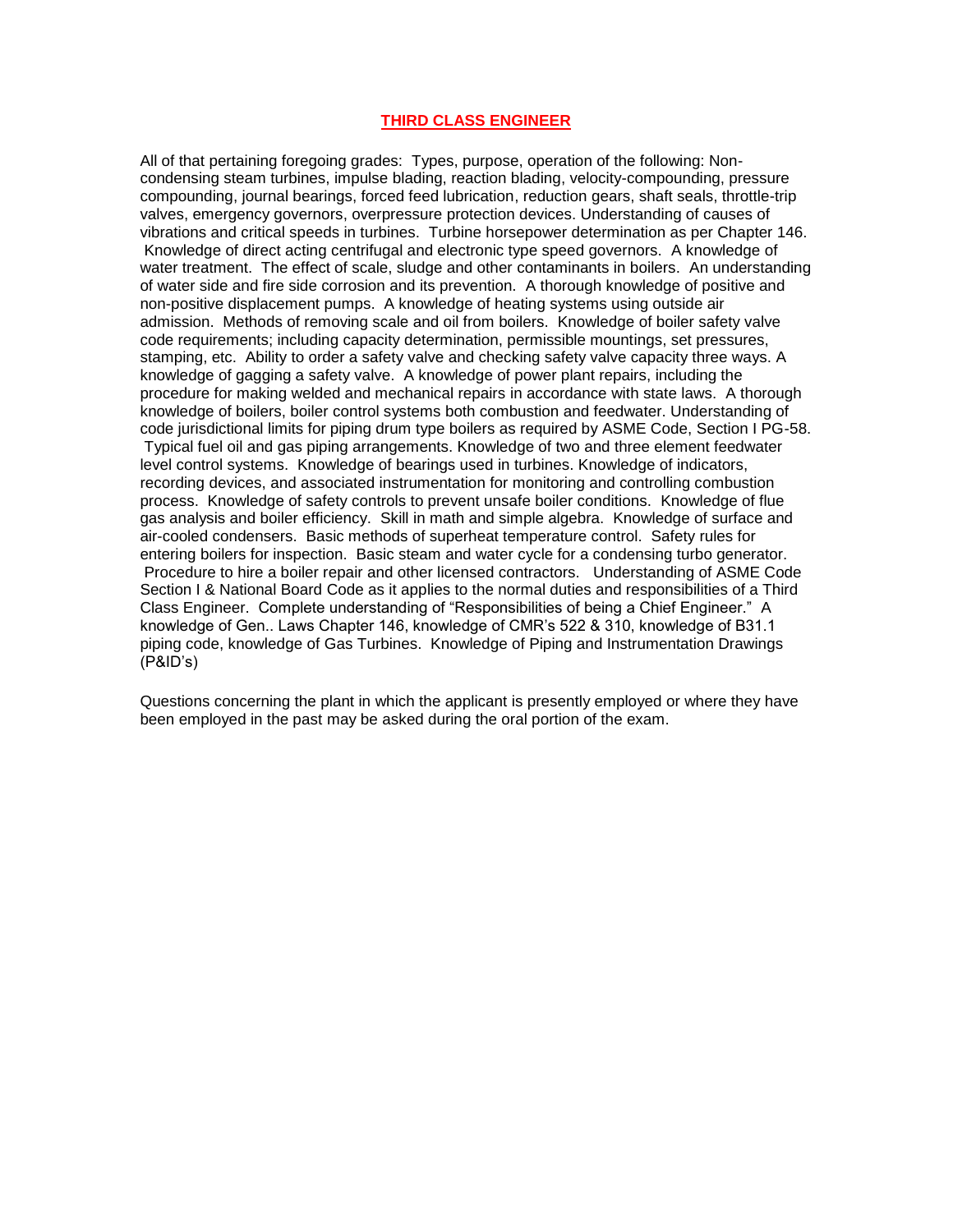# THIRD CLASS ENGINEER

All of that pertaining foregoing grades: Types, purpose, operation of the following: Non-condensing steam turbines, impulse blading, reaction blading, velocity-compounding, pressure compounding, journal bearings, forced feed lubrication, reduction gears, shaft seals, throttle-trip valves, emergency governors, overpressure protection devices. Understanding of causes of vibrations and critical speeds in turbines. Turbine horsepower determination as per Chapter 146. Knowledge of direct acting centrifugal and electronic type speed governors. A knowledge of water treatment. The effect of scale, sludge and other contaminants in boilers. An understanding of water side and fire side corrosion and its prevention. A thorough knowledge of positive and non-positive displacement pumps. A knowledge of heating systems using outside air admission. Methods of removing scale and oil from boilers. Knowledge of boiler safety valve code requirements; including capacity determination, permissible mountings, set pressures, stamping, etc. Ability to order a safety valve and checking safety valve capacity three ways. A knowledge of gagging a safety valve. A knowledge of power plant repairs, including the procedure for making welded and mechanical repairs in accordance with state laws. A thorough knowledge of boilers, boiler control systems both combustion and feedwater. Understanding of code jurisdictional limits for piping drum type boilers as required by ASME Code, Section I PG-58. Typical fuel oil and gas piping arrangements. Knowledge of two and three element feedwater level control systems. Knowledge of bearings used in turbines. Knowledge of indicators, recording devices, and associated instrumentation for monitoring and controlling combustion process. Knowledge of safety controls to prevent unsafe boiler conditions. Knowledge of flue gas analysis and boiler efficiency. Skill in math and simple algebra. Knowledge of surface and air-cooled condensers. Basic methods of superheat temperature control. Safety rules for entering boilers for inspection. Basic steam and water cycle for a condensing turbo generator. Procedure to hire a boiler repair and other licensed contractors. Understanding of ASME Code Section I & National Board Code as it applies to the normal duties and responsibilities of a Third Class Engineer. Complete understanding of "Responsibilities of being a Chief Engineer." A knowledge of Gen.. Laws Chapter 146, knowledge of CMR's 522 & 310, knowledge of B31.1 piping code, knowledge of Gas Turbines. Knowledge of Piping and Instrumentation Drawings (P&ID's)

Questions concerning the plant in which the applicant is presently employed or where they have been employed in the past may be asked during the oral portion of the exam.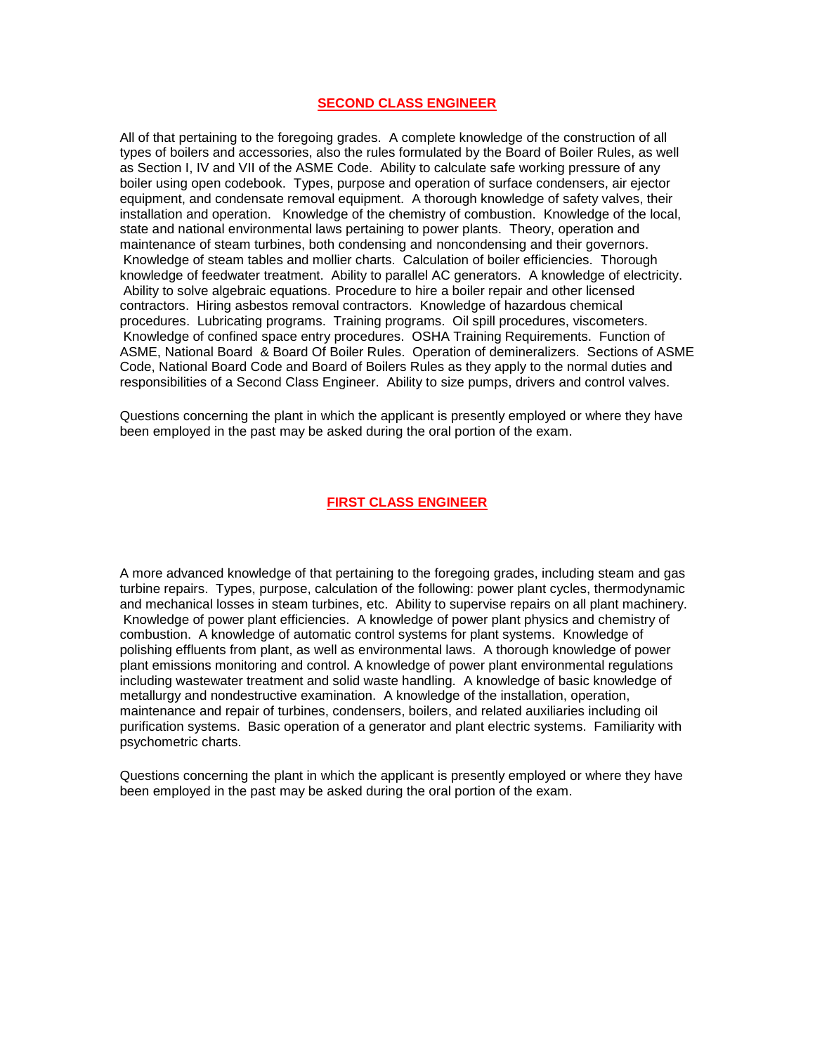## SECOND CLASS ENGINEER

All of that pertaining to the foregoing grades. A complete knowledge of the construction of all types of boilers and accessories, also the rules formulated by the Board of Boiler Rules, as well as Section I, IV and VII of the ASME Code. Ability to calculate safe working pressure of any boiler using open codebook. Types, purpose and operation of surface condensers, air ejector equipment, and condensate removal equipment. A thorough knowledge of safety valves, their installation and operation. Knowledge of the chemistry of combustion. Knowledge of the local, state and national environmental laws pertaining to power plants. Theory, operation and maintenance of steam turbines, both condensing and noncondensing and their governors. Knowledge of steam tables and mollier charts. Calculation of boiler efficiencies. Thorough knowledge of feedwater treatment. Ability to parallel AC generators. A knowledge of electricity. Ability to solve algebraic equations. Procedure to hire a boiler repair and other licensed contractors. Hiring asbestos removal contractors. Knowledge of hazardous chemical procedures. Lubricating programs. Training programs. Oil spill procedures, viscometers. Knowledge of confined space entry procedures. OSHA Training Requirements. Function of ASME, National Board & Board Of Boiler Rules. Operation of demineralizers. Sections of ASME Code, National Board Code and Board of Boilers Rules as they apply to the normal duties and responsibilities of a Second Class Engineer. Ability to size pumps, drivers and control valves.

Questions concerning the plant in which the applicant is presently employed or where they have been employed in the past may be asked during the oral portion of the exam.

## FIRST CLASS ENGINEER

A more advanced knowledge of that pertaining to the foregoing grades, including steam and gas turbine repairs. Types, purpose, calculation of the following: power plant cycles, thermodynamic and mechanical losses in steam turbines, etc. Ability to supervise repairs on all plant machinery. Knowledge of power plant efficiencies. A knowledge of power plant physics and chemistry of combustion. A knowledge of automatic control systems for plant systems. Knowledge of polishing effluents from plant, as well as environmental laws. A thorough knowledge of power plant emissions monitoring and control. A knowledge of power plant environmental regulations including wastewater treatment and solid waste handling. A knowledge of basic knowledge of metallurgy and nondestructive examination. A knowledge of the installation, operation, maintenance and repair of turbines, condensers, boilers, and related auxiliaries including oil purification systems. Basic operation of a generator and plant electric systems. Familiarity with psychometric charts.

Questions concerning the plant in which the applicant is presently employed or where they have been employed in the past may be asked during the oral portion of the exam.